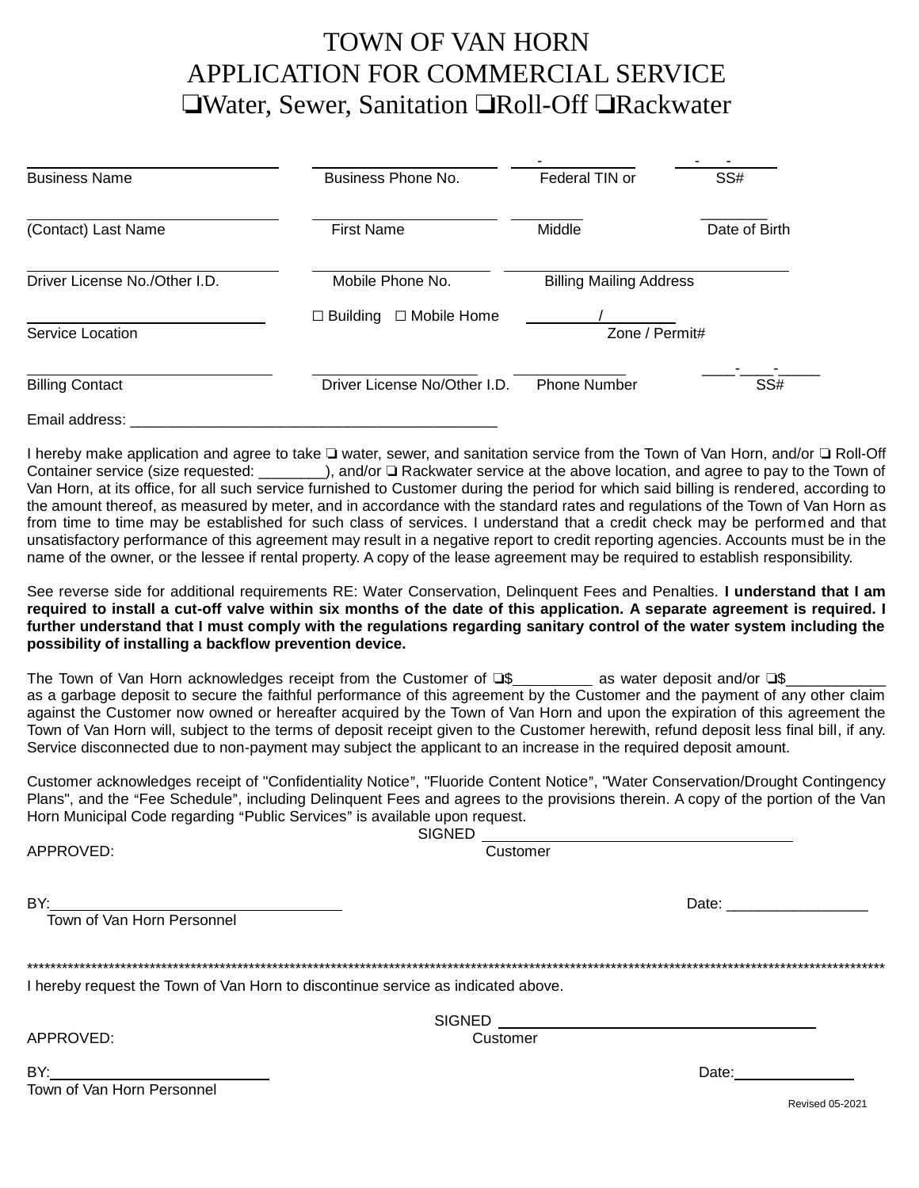# TOWN OF VAN HORN
# APPLICATION FOR COMMERCIAL SERVICE
# ❑Water, Sewer, Sanitation ❑Roll-Off ❑Rackwater

| ______________________ | ______________________ | ____-________ | ____-____-____ |
|---|---|---|---|
| Business Name | Business Phone No. | Federal TIN or | SS# |
| ______________________ | ______________________ | ________ | ________ |
| (Contact) Last Name | First Name | Middle | Date of Birth |
| ______________________ | ______________________ | ______________________ | |
| Driver License No./Other I.D. | Mobile Phone No. | Billing Mailing Address | |
| ______________________ | ☐ Building ☐ Mobile Home | ________/________ | |
| Service Location | | Zone / Permit# | |
| ______________________ | ______________________ | ____________ | ____-____-_____ |
| Billing Contact | Driver License No/Other I.D. | Phone Number | SS# |

Email address: _____________________________________________

I hereby make application and agree to take ❑ water, sewer, and sanitation service from the Town of Van Horn, and/or ❑ Roll-Off Container service (size requested: ________), and/or ❑ Rackwater service at the above location, and agree to pay to the Town of Van Horn, at its office, for all such service furnished to Customer during the period for which said billing is rendered, according to the amount thereof, as measured by meter, and in accordance with the standard rates and regulations of the Town of Van Horn as from time to time may be established for such class of services. I understand that a credit check may be performed and that unsatisfactory performance of this agreement may result in a negative report to credit reporting agencies. Accounts must be in the name of the owner, or the lessee if rental property. A copy of the lease agreement may be required to establish responsibility.

See reverse side for additional requirements RE: Water Conservation, Delinquent Fees and Penalties. **I understand that I am required to install a cut-off valve within six months of the date of this application. A separate agreement is required. I further understand that I must comply with the regulations regarding sanitary control of the water system including the possibility of installing a backflow prevention device.**

The Town of Van Horn acknowledges receipt from the Customer of ❑$_________ as water deposit and/or ❑$___________ as a garbage deposit to secure the faithful performance of this agreement by the Customer and the payment of any other claim against the Customer now owned or hereafter acquired by the Town of Van Horn and upon the expiration of this agreement the Town of Van Horn will, subject to the terms of deposit receipt given to the Customer herewith, refund deposit less final bill, if any. Service disconnected due to non-payment may subject the applicant to an increase in the required deposit amount.

Customer acknowledges receipt of "Confidentiality Notice", "Fluoride Content Notice", "Water Conservation/Drought Contingency Plans", and the "Fee Schedule", including Delinquent Fees and agrees to the provisions therein. A copy of the portion of the Van Horn Municipal Code regarding "Public Services" is available upon request.

SIGNED ______________________________
Customer

APPROVED:

BY:______________________________ Date: _________________
Town of Van Horn Personnel

*******************************************************************************************************************************************

I hereby request the Town of Van Horn to discontinue service as indicated above.

SIGNED ______________________________
Customer

APPROVED:

BY:______________________________ Date:_______________
Town of Van Horn Personnel

Revised 05-2021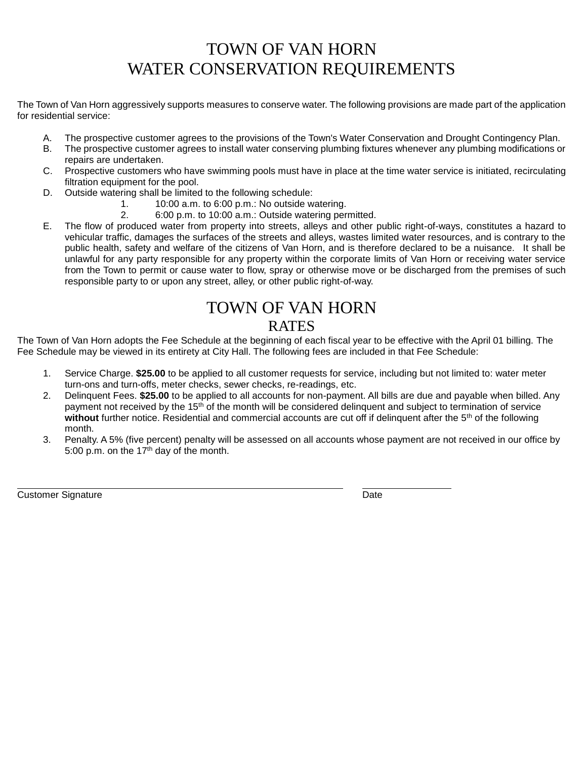# TOWN OF VAN HORN
# WATER CONSERVATION REQUIREMENTS

The Town of Van Horn aggressively supports measures to conserve water. The following provisions are made part of the application for residential service:

A. The prospective customer agrees to the provisions of the Town's Water Conservation and Drought Contingency Plan.
B. The prospective customer agrees to install water conserving plumbing fixtures whenever any plumbing modifications or repairs are undertaken.
C. Prospective customers who have swimming pools must have in place at the time water service is initiated, recirculating filtration equipment for the pool.
D. Outside watering shall be limited to the following schedule:
    1. 10:00 a.m. to 6:00 p.m.: No outside watering.
    2. 6:00 p.m. to 10:00 a.m.: Outside watering permitted.
E. The flow of produced water from property into streets, alleys and other public right-of-ways, constitutes a hazard to vehicular traffic, damages the surfaces of the streets and alleys, wastes limited water resources, and is contrary to the public health, safety and welfare of the citizens of Van Horn, and is therefore declared to be a nuisance. It shall be unlawful for any party responsible for any property within the corporate limits of Van Horn or receiving water service from the Town to permit or cause water to flow, spray or otherwise move or be discharged from the premises of such responsible party to or upon any street, alley, or other public right-of-way.

# TOWN OF VAN HORN
## RATES

The Town of Van Horn adopts the Fee Schedule at the beginning of each fiscal year to be effective with the April 01 billing. The Fee Schedule may be viewed in its entirety at City Hall. The following fees are included in that Fee Schedule:

1. Service Charge. **$25.00** to be applied to all customer requests for service, including but not limited to: water meter turn-ons and turn-offs, meter checks, sewer checks, re-readings, etc.
2. Delinquent Fees. **$25.00** to be applied to all accounts for non-payment. All bills are due and payable when billed. Any payment not received by the 15th of the month will be considered delinquent and subject to termination of service **without** further notice. Residential and commercial accounts are cut off if delinquent after the 5th of the following month.
3. Penalty. A 5% (five percent) penalty will be assessed on all accounts whose payment are not received in our office by 5:00 p.m. on the 17th day of the month.

\_\_\_\_\_\_\_\_\_\_\_\_\_\_\_\_\_\_\_\_\_\_\_\_\_\_\_\_\_\_\_\_\_\_\_\_\_\_\_\_ \_\_\_\_\_\_\_\_\_\_\_\_\_\_\_\_

Customer Signature Date